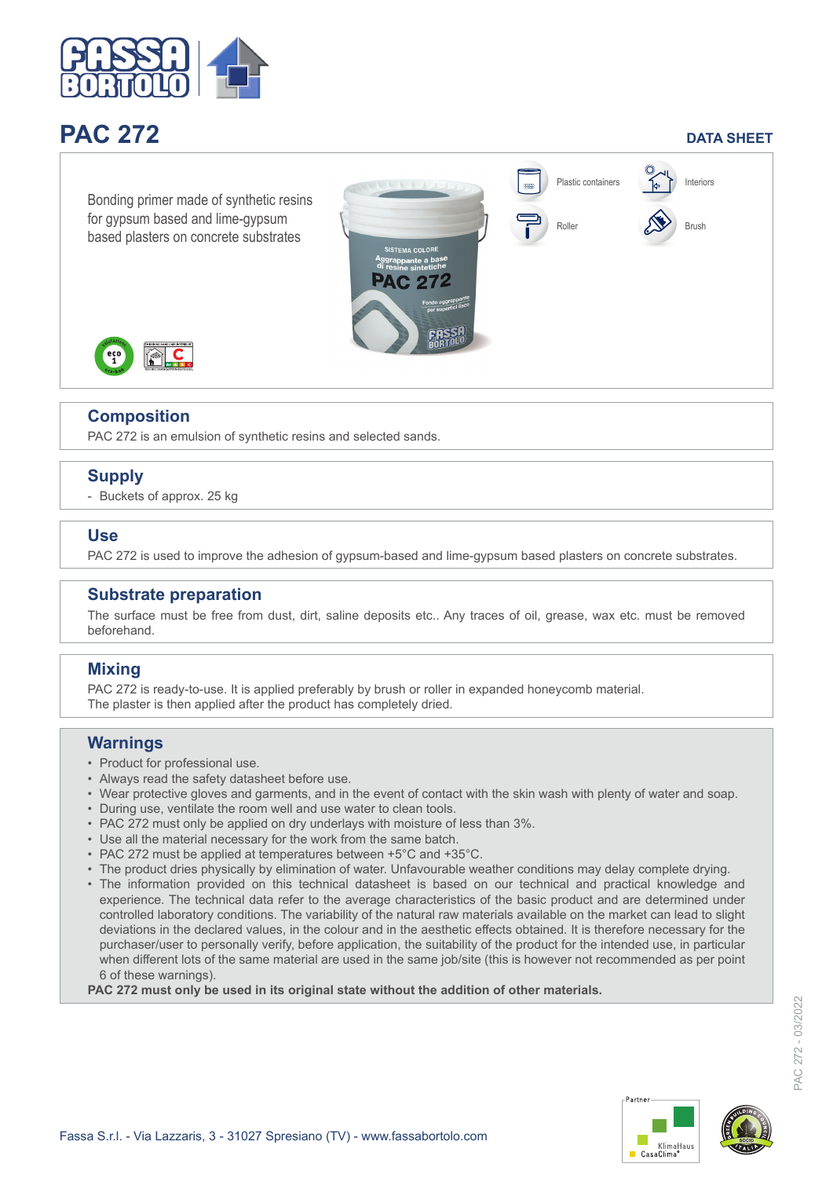# PAC 272

**DATA SHEET**

Bonding primer made of synthetic resins for gypsum based and lime-gypsum based plasters on concrete substrates

Plastic containers

Interiors

Roller

Brush

## Composition

PAC 272 is an emulsion of synthetic resins and selected sands.

## Supply

- Buckets of approx. 25 kg

## Use

PAC 272 is used to improve the adhesion of gypsum-based and lime-gypsum based plasters on concrete substrates.

## Substrate preparation

The surface must be free from dust, dirt, saline deposits etc.. Any traces of oil, grease, wax etc. must be removed beforehand.

## Mixing

PAC 272 is ready-to-use. It is applied preferably by brush or roller in expanded honeycomb material.
The plaster is then applied after the product has completely dried.

## Warnings

- Product for professional use.
- Always read the safety datasheet before use.
- Wear protective gloves and garments, and in the event of contact with the skin wash with plenty of water and soap.
- During use, ventilate the room well and use water to clean tools.
- PAC 272 must only be applied on dry underlays with moisture of less than 3%.
- Use all the material necessary for the work from the same batch.
- PAC 272 must be applied at temperatures between +5°C and +35°C.
- The product dries physically by elimination of water. Unfavourable weather conditions may delay complete drying.
- The information provided on this technical datasheet is based on our technical and practical knowledge and experience. The technical data refer to the average characteristics of the basic product and are determined under controlled laboratory conditions. The variability of the natural raw materials available on the market can lead to slight deviations in the declared values, in the colour and in the aesthetic effects obtained. It is therefore necessary for the purchaser/user to personally verify, before application, the suitability of the product for the intended use, in particular when different lots of the same material are used in the same job/site (this is however not recommended as per point 6 of these warnings).

**PAC 272 must only be used in its original state without the addition of other materials.**

Fassa S.r.l. - Via Lazzaris, 3 - 31027 Spresiano (TV) - www.fassabortolo.com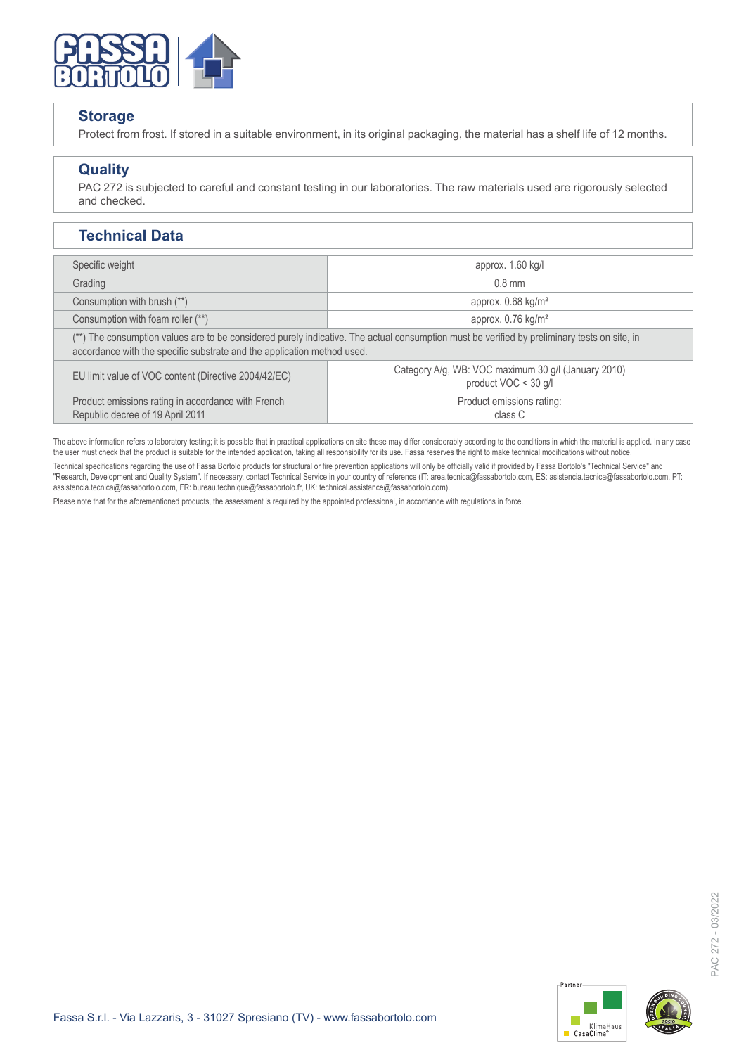## Storage

Protect from frost. If stored in a suitable environment, in its original packaging, the material has a shelf life of 12 months.

## Quality

PAC 272 is subjected to careful and constant testing in our laboratories. The raw materials used are rigorously selected and checked.

## Technical Data

| | |
|---|---|
| Specific weight | approx. 1.60 kg/l |
| Grading | 0.8 mm |
| Consumption with brush (**) | approx. 0.68 kg/m² |
| Consumption with foam roller (**) | approx. 0.76 kg/m² |
| (**) The consumption values are to be considered purely indicative. The actual consumption must be verified by preliminary tests on site, in accordance with the specific substrate and the application method used. | |
| EU limit value of VOC content (Directive 2004/42/EC) | Category A/g, WB: VOC maximum 30 g/l (January 2010) product VOC < 30 g/l |
| Product emissions rating in accordance with French Republic decree of 19 April 2011 | Product emissions rating: class C |

The above information refers to laboratory testing; it is possible that in practical applications on site these may differ considerably according to the conditions in which the material is applied. In any case the user must check that the product is suitable for the intended application, taking all responsibility for its use. Fassa reserves the right to make technical modifications without notice.

Technical specifications regarding the use of Fassa Bortolo products for structural or fire prevention applications will only be officially valid if provided by Fassa Bortolo's "Technical Service" and "Research, Development and Quality System". If necessary, contact Technical Service in your country of reference (IT: area.tecnica@fassabortolo.com, ES: asistencia.tecnica@fassabortolo.com, PT: assistencia.tecnica@fassabortolo.com, FR: bureau.technique@fassabortolo.fr, UK: technical.assistance@fassabortolo.com).

Please note that for the aforementioned products, the assessment is required by the appointed professional, in accordance with regulations in force.

PAC 272 - 03/2022

Fassa S.r.l. - Via Lazzaris, 3 - 31027 Spresiano (TV) - www.fassabortolo.com